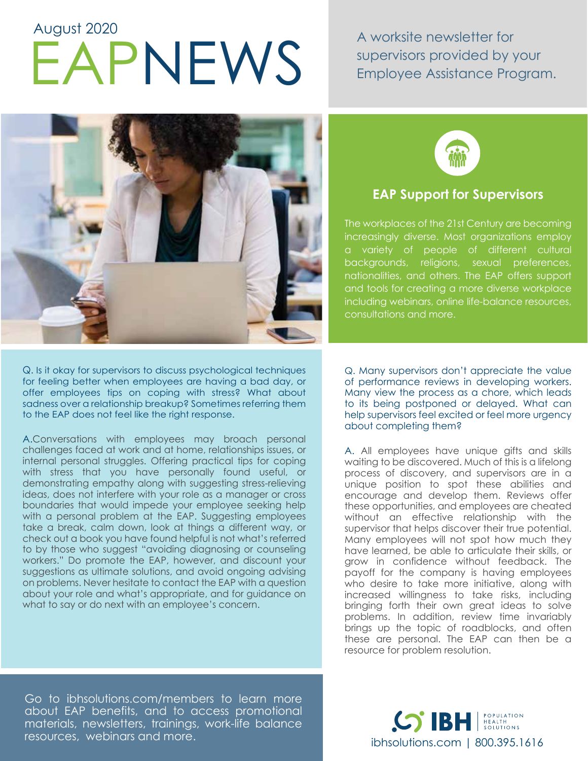August 2020

# EAPNEWS

A worksite newsletter for supervisors provided by your Employee Assistance Program.

## EAP Support for Supervisors

The workplaces of the 21st Century are becoming increasingly diverse. Most organizations employ a variety of people of different cultural backgrounds, religions, sexual preferences, nationalities, and others. The EAP offers support and tools for creating a more diverse workplace including webinars, online life-balance resources, consultations and more.

Q. Is it okay for supervisors to discuss psychological techniques for feeling better when employees are having a bad day, or offer employees tips on coping with stress? What about sadness over a relationship breakup? Sometimes referring them to the EAP does not feel like the right response.

A.Conversations with employees may broach personal challenges faced at work and at home, relationships issues, or internal personal struggles. Offering practical tips for coping with stress that you have personally found useful, or demonstrating empathy along with suggesting stress-relieving ideas, does not interfere with your role as a manager or cross boundaries that would impede your employee seeking help with a personal problem at the EAP. Suggesting employees take a break, calm down, look at things a different way, or check out a book you have found helpful is not what's referred to by those who suggest "avoiding diagnosing or counseling workers." Do promote the EAP, however, and discount your suggestions as ultimate solutions, and avoid ongoing advising on problems. Never hesitate to contact the EAP with a question about your role and what's appropriate, and for guidance on what to say or do next with an employee's concern.

Q. Many supervisors don't appreciate the value of performance reviews in developing workers. Many view the process as a chore, which leads to its being postponed or delayed. What can help supervisors feel excited or feel more urgency about completing them?

A. All employees have unique gifts and skills waiting to be discovered. Much of this is a lifelong process of discovery, and supervisors are in a unique position to spot these abilities and encourage and develop them. Reviews offer these opportunities, and employees are cheated without an effective relationship with the supervisor that helps discover their true potential. Many employees will not spot how much they have learned, be able to articulate their skills, or grow in confidence without feedback. The payoff for the company is having employees who desire to take more initiative, along with increased willingness to take risks, including bringing forth their own great ideas to solve problems. In addition, review time invariably brings up the topic of roadblocks, and often these are personal. The EAP can then be a resource for problem resolution.

Go to ibhsolutions.com/members to learn more about EAP benefits, and to access promotional materials, newsletters, trainings, work-life balance resources, webinars and more.

IBH POPULATION HEALTH SOLUTIONS

ibhsolutions.com | 800.395.1616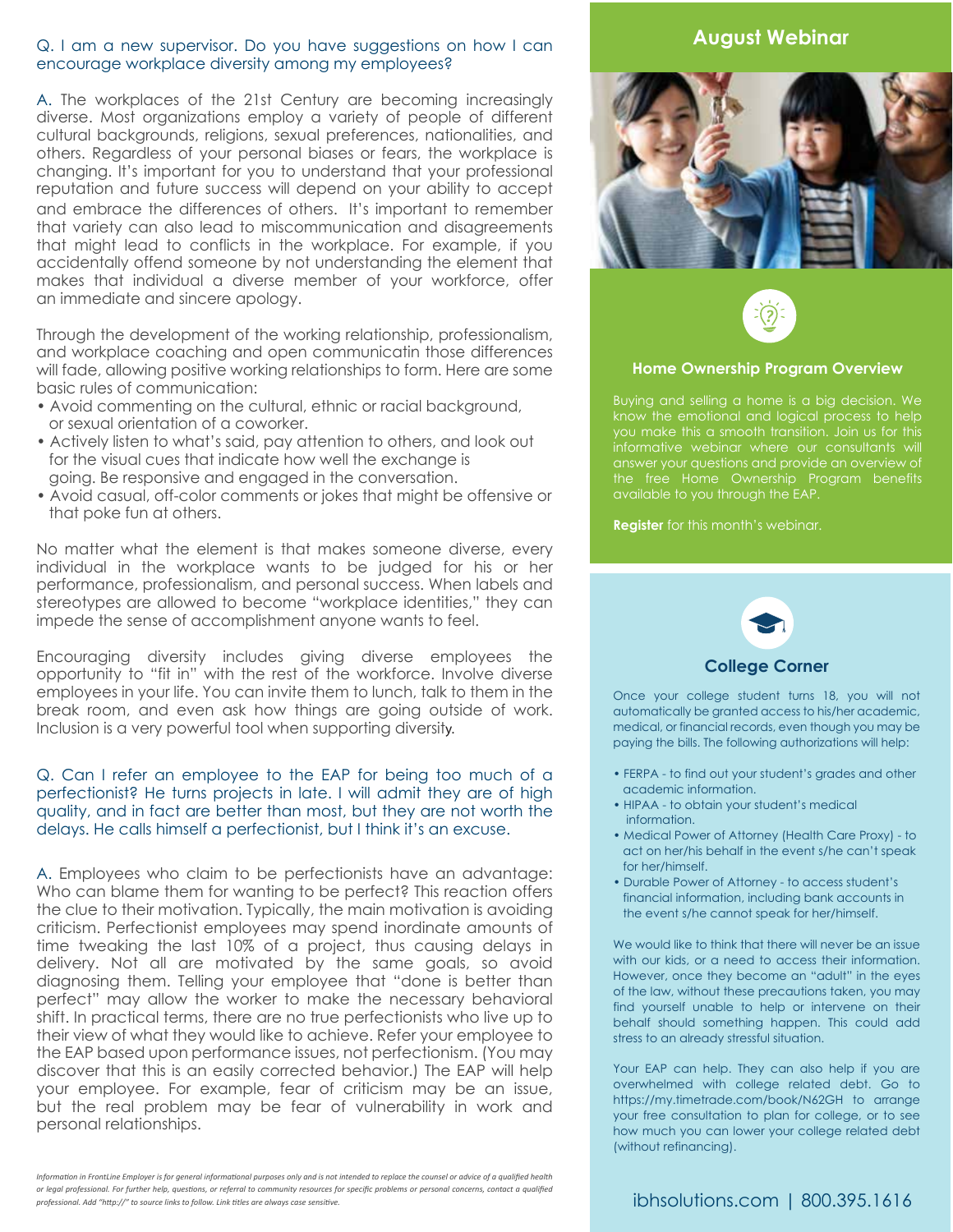Q. I am a new supervisor. Do you have suggestions on how I can encourage workplace diversity among my employees?

A. The workplaces of the 21st Century are becoming increasingly diverse. Most organizations employ a variety of people of different cultural backgrounds, religions, sexual preferences, nationalities, and others. Regardless of your personal biases or fears, the workplace is changing. It's important for you to understand that your professional reputation and future success will depend on your ability to accept and embrace the differences of others. It's important to remember that variety can also lead to miscommunication and disagreements that might lead to conflicts in the workplace. For example, if you accidentally offend someone by not understanding the element that makes that individual a diverse member of your workforce, offer an immediate and sincere apology.

Through the development of the working relationship, professionalism, and workplace coaching and open communicatin those differences will fade, allowing positive working relationships to form. Here are some basic rules of communication:

- Avoid commenting on the cultural, ethnic or racial background, or sexual orientation of a coworker.
- Actively listen to what's said, pay attention to others, and look out for the visual cues that indicate how well the exchange is going. Be responsive and engaged in the conversation.
- Avoid casual, off-color comments or jokes that might be offensive or that poke fun at others.

No matter what the element is that makes someone diverse, every individual in the workplace wants to be judged for his or her performance, professionalism, and personal success. When labels and stereotypes are allowed to become "workplace identities," they can impede the sense of accomplishment anyone wants to feel.

Encouraging diversity includes giving diverse employees the opportunity to "fit in" with the rest of the workforce. Involve diverse employees in your life. You can invite them to lunch, talk to them in the break room, and even ask how things are going outside of work. Inclusion is a very powerful tool when supporting diversity.

Q. Can I refer an employee to the EAP for being too much of a perfectionist? He turns projects in late. I will admit they are of high quality, and in fact are better than most, but they are not worth the delays. He calls himself a perfectionist, but I think it's an excuse.

A. Employees who claim to be perfectionists have an advantage: Who can blame them for wanting to be perfect? This reaction offers the clue to their motivation. Typically, the main motivation is avoiding criticism. Perfectionist employees may spend inordinate amounts of time tweaking the last 10% of a project, thus causing delays in delivery. Not all are motivated by the same goals, so avoid diagnosing them. Telling your employee that "done is better than perfect" may allow the worker to make the necessary behavioral shift. In practical terms, there are no true perfectionists who live up to their view of what they would like to achieve. Refer your employee to the EAP based upon performance issues, not perfectionism. (You may discover that this is an easily corrected behavior.) The EAP will help your employee. For example, fear of criticism may be an issue, but the real problem may be fear of vulnerability in work and personal relationships.

*Information in FrontLine Employer is for general informational purposes only and is not intended to replace the counsel or advice of a qualified health or legal professional. For further help, questions, or referral to community resources for specific problems or personal concerns, contact a qualified professional. Add "http://" to source links to follow. Link titles are always case sensitive.*

## August Webinar

### Home Ownership Program Overview

Buying and selling a home is a big decision. We know the emotional and logical process to help you make this a smooth transition. Join us for this informative webinar where our consultants will answer your questions and provide an overview of the free Home Ownership Program benefits available to you through the EAP.

**Register** for this month's webinar.

### College Corner

Once your college student turns 18, you will not automatically be granted access to his/her academic, medical, or financial records, even though you may be paying the bills. The following authorizations will help:

- FERPA - to find out your student's grades and other academic information.
- HIPAA - to obtain your student's medical information.
- Medical Power of Attorney (Health Care Proxy) - to act on her/his behalf in the event s/he can't speak for her/himself.
- Durable Power of Attorney - to access student's financial information, including bank accounts in the event s/he cannot speak for her/himself.

We would like to think that there will never be an issue with our kids, or a need to access their information. However, once they become an "adult" in the eyes of the law, without these precautions taken, you may find yourself unable to help or intervene on their behalf should something happen. This could add stress to an already stressful situation.

Your EAP can help. They can also help if you are overwhelmed with college related debt. Go to https://my.timetrade.com/book/N62GH to arrange your free consultation to plan for college, or to see how much you can lower your college related debt (without refinancing).

ibhsolutions.com | 800.395.1616